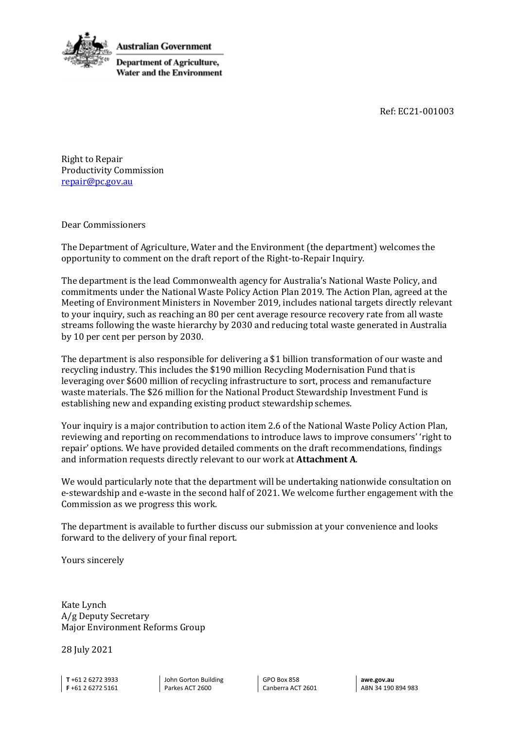Australian Government

Department of Agriculture, Water and the Environment

Ref: EC21-001003

Right to Repair
Productivity Commission
repair@pc.gov.au

Dear Commissioners

The Department of Agriculture, Water and the Environment (the department) welcomes the opportunity to comment on the draft report of the Right-to-Repair Inquiry.

The department is the lead Commonwealth agency for Australia's National Waste Policy, and commitments under the National Waste Policy Action Plan 2019. The Action Plan, agreed at the Meeting of Environment Ministers in November 2019, includes national targets directly relevant to your inquiry, such as reaching an 80 per cent average resource recovery rate from all waste streams following the waste hierarchy by 2030 and reducing total waste generated in Australia by 10 per cent per person by 2030.

The department is also responsible for delivering a $1 billion transformation of our waste and recycling industry. This includes the $190 million Recycling Modernisation Fund that is leveraging over $600 million of recycling infrastructure to sort, process and remanufacture waste materials. The $26 million for the National Product Stewardship Investment Fund is establishing new and expanding existing product stewardship schemes.

Your inquiry is a major contribution to action item 2.6 of the National Waste Policy Action Plan, reviewing and reporting on recommendations to introduce laws to improve consumers' 'right to repair' options. We have provided detailed comments on the draft recommendations, findings and information requests directly relevant to our work at **Attachment A**.

We would particularly note that the department will be undertaking nationwide consultation on e-stewardship and e-waste in the second half of 2021. We welcome further engagement with the Commission as we progress this work.

The department is available to further discuss our submission at your convenience and looks forward to the delivery of your final report.

Yours sincerely

Kate Lynch
A/g Deputy Secretary
Major Environment Reforms Group

28 July 2021

**T** +61 2 6272 3933
**F** +61 2 6272 5161

John Gorton Building
Parkes ACT 2600

GPO Box 858
Canberra ACT 2601

**awe.gov.au**
ABN 34 190 894 983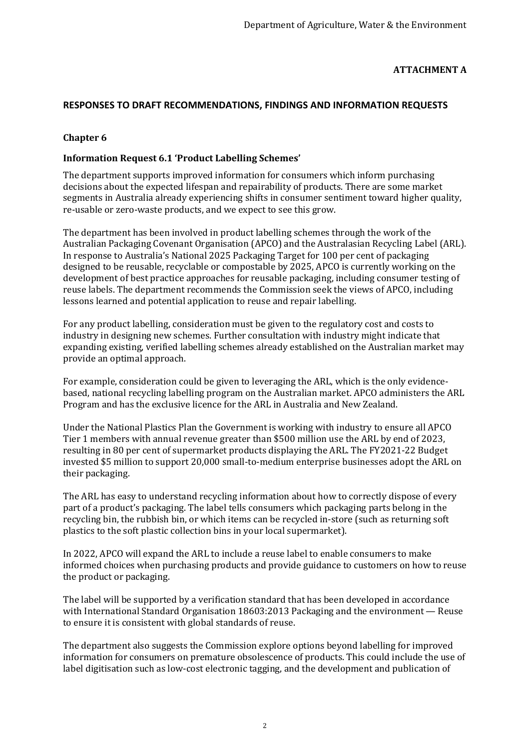**ATTACHMENT A**

## RESPONSES TO DRAFT RECOMMENDATIONS, FINDINGS AND INFORMATION REQUESTS

### Chapter 6

#### Information Request 6.1 'Product Labelling Schemes'

The department supports improved information for consumers which inform purchasing decisions about the expected lifespan and repairability of products. There are some market segments in Australia already experiencing shifts in consumer sentiment toward higher quality, re-usable or zero-waste products, and we expect to see this grow.

The department has been involved in product labelling schemes through the work of the Australian Packaging Covenant Organisation (APCO) and the Australasian Recycling Label (ARL). In response to Australia's National 2025 Packaging Target for 100 per cent of packaging designed to be reusable, recyclable or compostable by 2025, APCO is currently working on the development of best practice approaches for reusable packaging, including consumer testing of reuse labels. The department recommends the Commission seek the views of APCO, including lessons learned and potential application to reuse and repair labelling.

For any product labelling, consideration must be given to the regulatory cost and costs to industry in designing new schemes. Further consultation with industry might indicate that expanding existing, verified labelling schemes already established on the Australian market may provide an optimal approach.

For example, consideration could be given to leveraging the ARL, which is the only evidence-based, national recycling labelling program on the Australian market. APCO administers the ARL Program and has the exclusive licence for the ARL in Australia and New Zealand.

Under the National Plastics Plan the Government is working with industry to ensure all APCO Tier 1 members with annual revenue greater than $500 million use the ARL by end of 2023, resulting in 80 per cent of supermarket products displaying the ARL. The FY2021-22 Budget invested $5 million to support 20,000 small-to-medium enterprise businesses adopt the ARL on their packaging.

The ARL has easy to understand recycling information about how to correctly dispose of every part of a product's packaging. The label tells consumers which packaging parts belong in the recycling bin, the rubbish bin, or which items can be recycled in-store (such as returning soft plastics to the soft plastic collection bins in your local supermarket).

In 2022, APCO will expand the ARL to include a reuse label to enable consumers to make informed choices when purchasing products and provide guidance to customers on how to reuse the product or packaging.

The label will be supported by a verification standard that has been developed in accordance with International Standard Organisation 18603:2013 Packaging and the environment — Reuse to ensure it is consistent with global standards of reuse.

The department also suggests the Commission explore options beyond labelling for improved information for consumers on premature obsolescence of products. This could include the use of label digitisation such as low-cost electronic tagging, and the development and publication of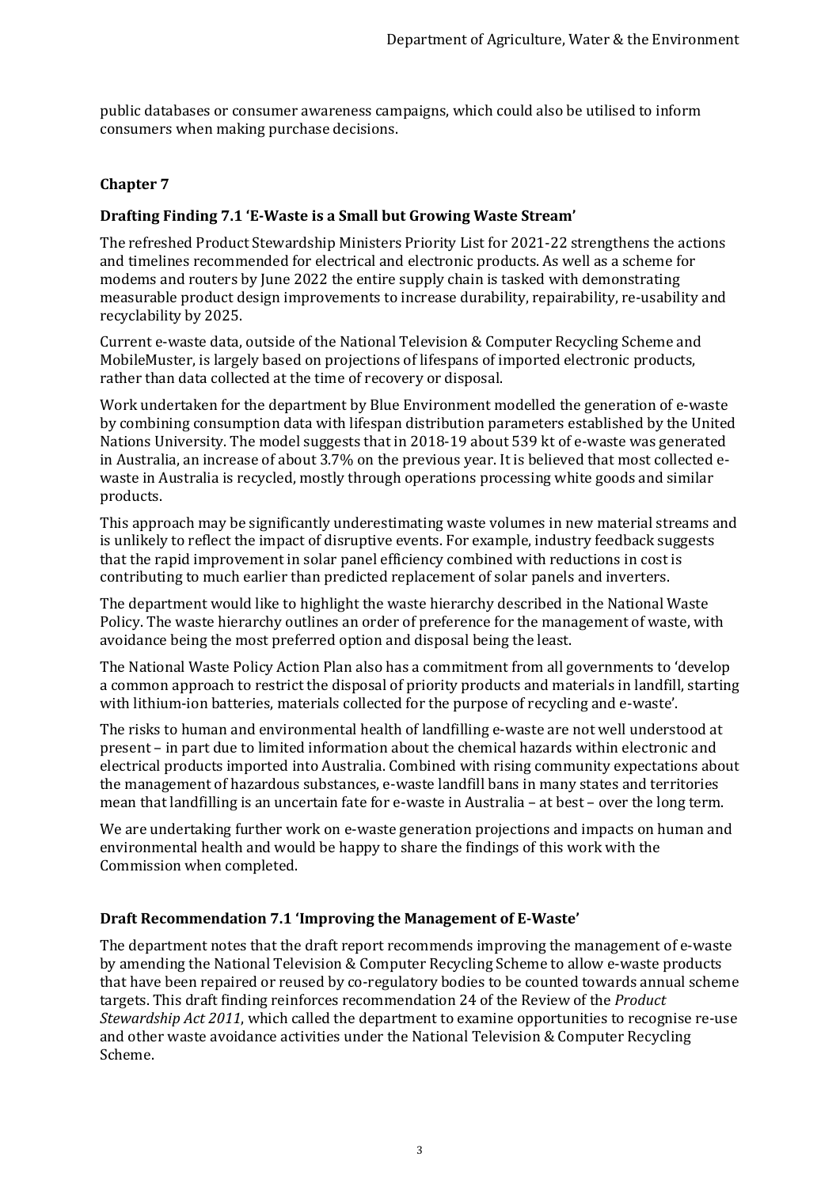public databases or consumer awareness campaigns, which could also be utilised to inform consumers when making purchase decisions.

## Chapter 7

### Drafting Finding 7.1 'E-Waste is a Small but Growing Waste Stream'

The refreshed Product Stewardship Ministers Priority List for 2021-22 strengthens the actions and timelines recommended for electrical and electronic products. As well as a scheme for modems and routers by June 2022 the entire supply chain is tasked with demonstrating measurable product design improvements to increase durability, repairability, re-usability and recyclability by 2025.

Current e-waste data, outside of the National Television & Computer Recycling Scheme and MobileMuster, is largely based on projections of lifespans of imported electronic products, rather than data collected at the time of recovery or disposal.

Work undertaken for the department by Blue Environment modelled the generation of e-waste by combining consumption data with lifespan distribution parameters established by the United Nations University. The model suggests that in 2018-19 about 539 kt of e-waste was generated in Australia, an increase of about 3.7% on the previous year. It is believed that most collected e-waste in Australia is recycled, mostly through operations processing white goods and similar products.

This approach may be significantly underestimating waste volumes in new material streams and is unlikely to reflect the impact of disruptive events. For example, industry feedback suggests that the rapid improvement in solar panel efficiency combined with reductions in cost is contributing to much earlier than predicted replacement of solar panels and inverters.

The department would like to highlight the waste hierarchy described in the National Waste Policy. The waste hierarchy outlines an order of preference for the management of waste, with avoidance being the most preferred option and disposal being the least.

The National Waste Policy Action Plan also has a commitment from all governments to 'develop a common approach to restrict the disposal of priority products and materials in landfill, starting with lithium-ion batteries, materials collected for the purpose of recycling and e-waste'.

The risks to human and environmental health of landfilling e-waste are not well understood at present – in part due to limited information about the chemical hazards within electronic and electrical products imported into Australia. Combined with rising community expectations about the management of hazardous substances, e-waste landfill bans in many states and territories mean that landfilling is an uncertain fate for e-waste in Australia – at best – over the long term.

We are undertaking further work on e-waste generation projections and impacts on human and environmental health and would be happy to share the findings of this work with the Commission when completed.

### Draft Recommendation 7.1 'Improving the Management of E-Waste'

The department notes that the draft report recommends improving the management of e-waste by amending the National Television & Computer Recycling Scheme to allow e-waste products that have been repaired or reused by co-regulatory bodies to be counted towards annual scheme targets. This draft finding reinforces recommendation 24 of the Review of the *Product Stewardship Act 2011*, which called the department to examine opportunities to recognise re-use and other waste avoidance activities under the National Television & Computer Recycling Scheme.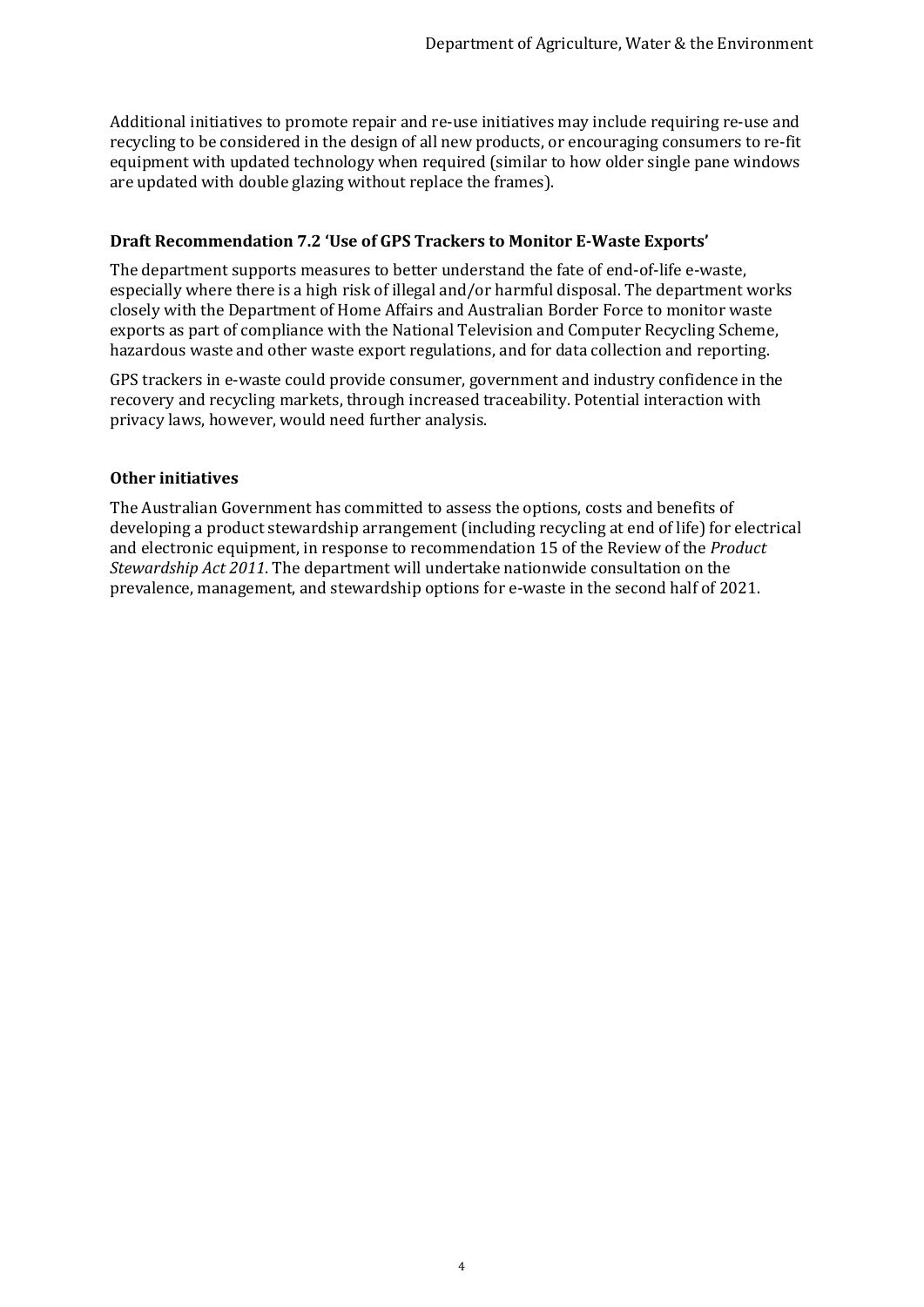Additional initiatives to promote repair and re-use initiatives may include requiring re-use and recycling to be considered in the design of all new products, or encouraging consumers to re-fit equipment with updated technology when required (similar to how older single pane windows are updated with double glazing without replace the frames).

### Draft Recommendation 7.2 'Use of GPS Trackers to Monitor E-Waste Exports'

The department supports measures to better understand the fate of end-of-life e-waste, especially where there is a high risk of illegal and/or harmful disposal. The department works closely with the Department of Home Affairs and Australian Border Force to monitor waste exports as part of compliance with the National Television and Computer Recycling Scheme, hazardous waste and other waste export regulations, and for data collection and reporting.

GPS trackers in e-waste could provide consumer, government and industry confidence in the recovery and recycling markets, through increased traceability. Potential interaction with privacy laws, however, would need further analysis.

### Other initiatives

The Australian Government has committed to assess the options, costs and benefits of developing a product stewardship arrangement (including recycling at end of life) for electrical and electronic equipment, in response to recommendation 15 of the Review of the *Product Stewardship Act 2011*. The department will undertake nationwide consultation on the prevalence, management, and stewardship options for e-waste in the second half of 2021.